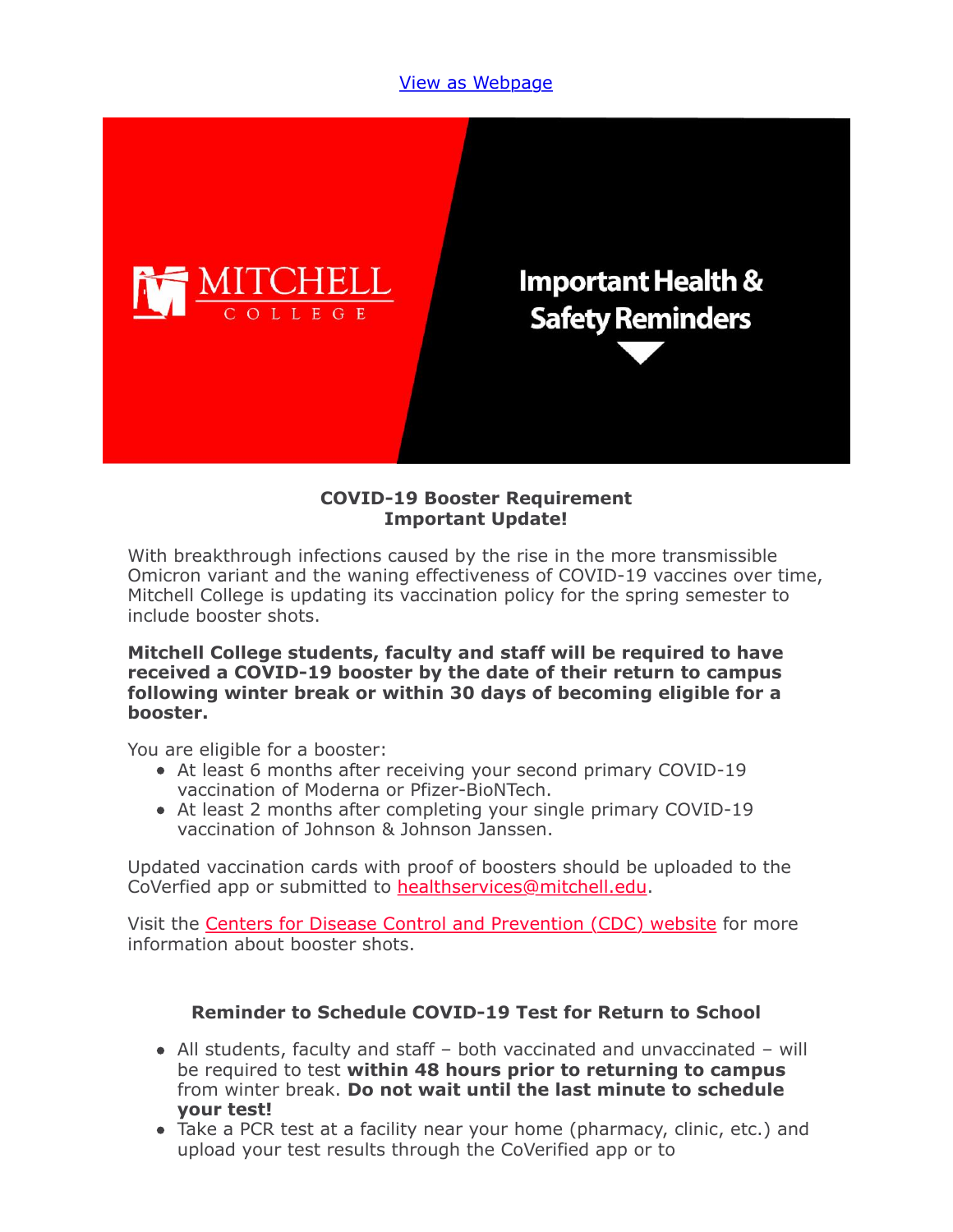View as Webpage

MITCHELL COLLEGE

Important Health & Safety Reminders

**COVID-19 Booster Requirement**
**Important Update!**

With breakthrough infections caused by the rise in the more transmissible Omicron variant and the waning effectiveness of COVID-19 vaccines over time, Mitchell College is updating its vaccination policy for the spring semester to include booster shots.

**Mitchell College students, faculty and staff will be required to have received a COVID-19 booster by the date of their return to campus following winter break or within 30 days of becoming eligible for a booster.**

You are eligible for a booster:

- At least 6 months after receiving your second primary COVID-19 vaccination of Moderna or Pfizer-BioNTech.
- At least 2 months after completing your single primary COVID-19 vaccination of Johnson & Johnson Janssen.

Updated vaccination cards with proof of boosters should be uploaded to the CoVerfied app or submitted to healthservices@mitchell.edu.

Visit the Centers for Disease Control and Prevention (CDC) website for more information about booster shots.

**Reminder to Schedule COVID-19 Test for Return to School**

- All students, faculty and staff – both vaccinated and unvaccinated – will be required to test **within 48 hours prior to returning to campus** from winter break. **Do not wait until the last minute to schedule your test!**
- Take a PCR test at a facility near your home (pharmacy, clinic, etc.) and upload your test results through the CoVerified app or to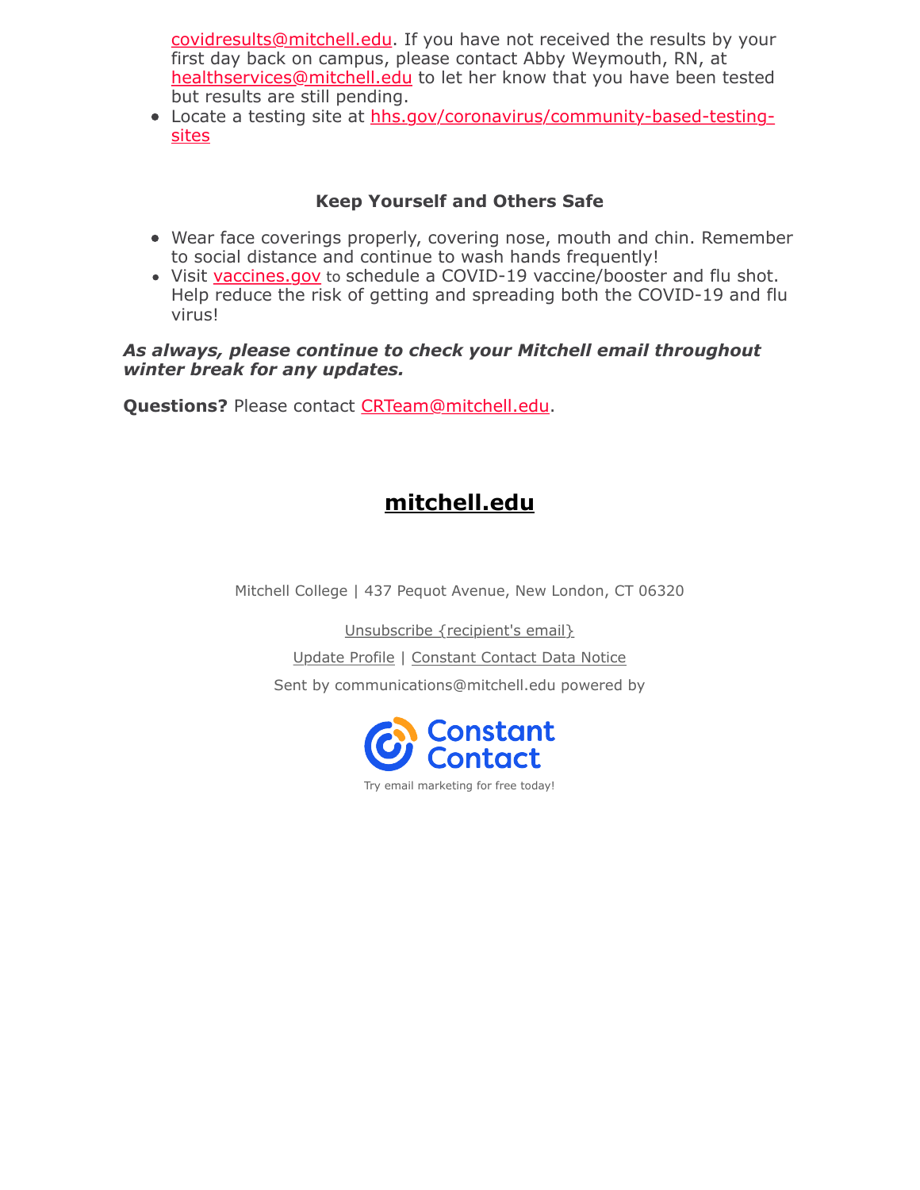covidresults@mitchell.edu. If you have not received the results by your first day back on campus, please contact Abby Weymouth, RN, at healthservices@mitchell.edu to let her know that you have been tested but results are still pending.
- Locate a testing site at hhs.gov/coronavirus/community-based-testing-sites

### Keep Yourself and Others Safe

- Wear face coverings properly, covering nose, mouth and chin. Remember to social distance and continue to wash hands frequently!
- Visit vaccines.gov to schedule a COVID-19 vaccine/booster and flu shot. Help reduce the risk of getting and spreading both the COVID-19 and flu virus!

***As always, please continue to check your Mitchell email throughout winter break for any updates.***

**Questions?** Please contact CRTeam@mitchell.edu.

## mitchell.edu

Mitchell College | 437 Pequot Avenue, New London, CT 06320

Unsubscribe {recipient's email}

Update Profile | Constant Contact Data Notice

Sent by communications@mitchell.edu powered by

Constant Contact

Try email marketing for free today!